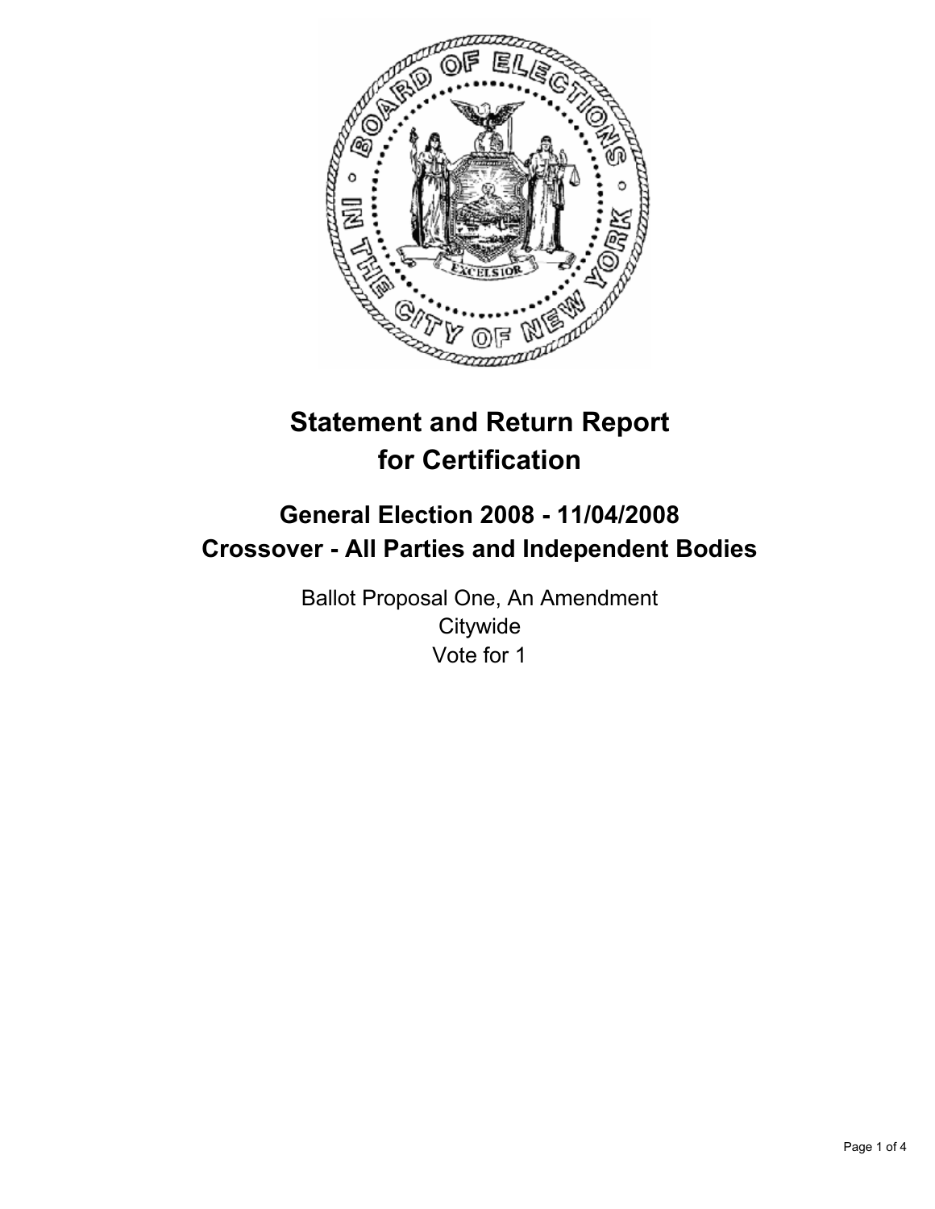# Statement and Return Report for Certification

## General Election 2008 - 11/04/2008
## Crossover - All Parties and Independent Bodies

Ballot Proposal One, An Amendment
Citywide
Vote for 1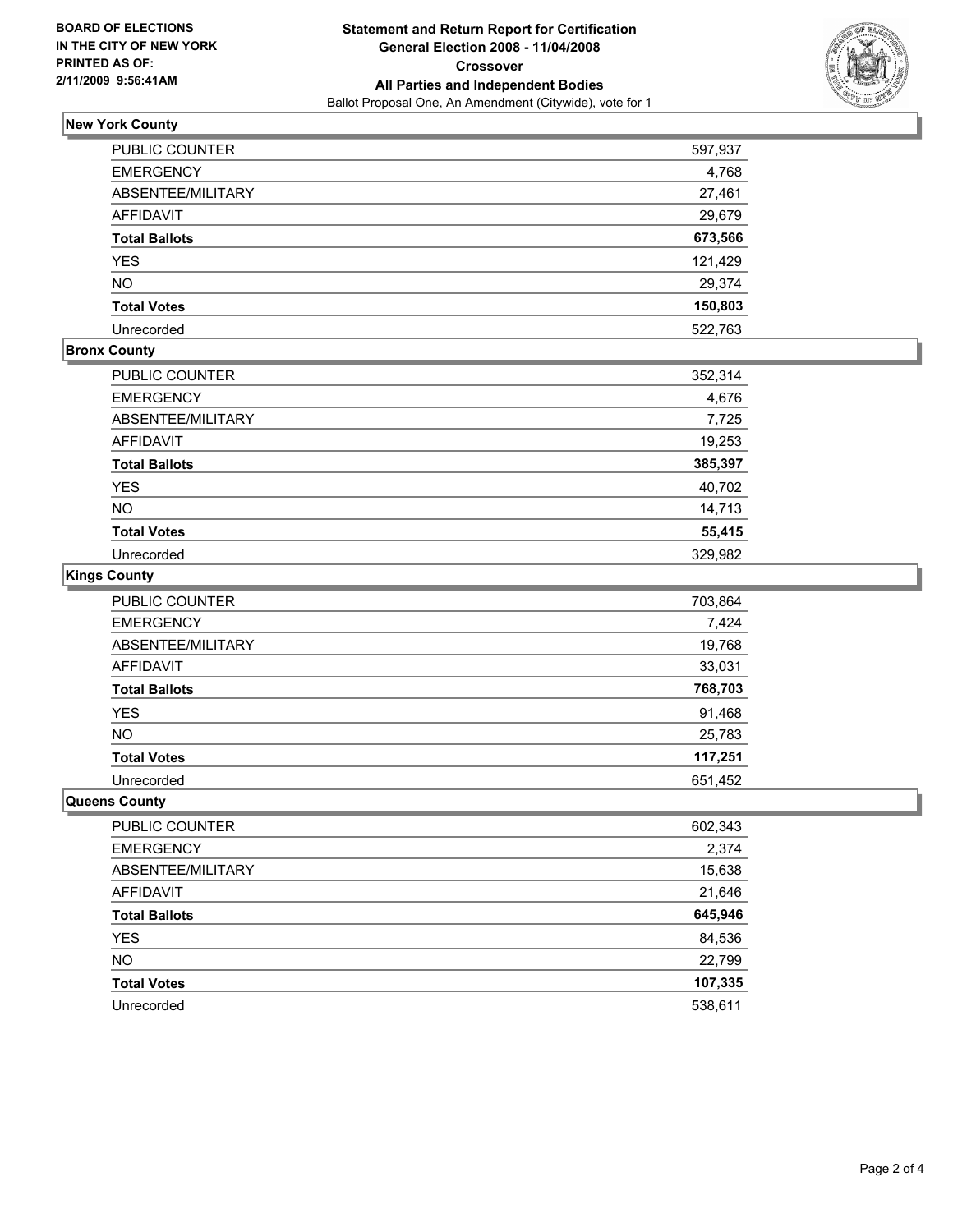**BOARD OF ELECTIONS IN THE CITY OF NEW YORK PRINTED AS OF: 2/11/2009 9:56:41AM**

**Statement and Return Report for Certification**
**General Election 2008 - 11/04/2008**
**Crossover**
**All Parties and Independent Bodies**
Ballot Proposal One, An Amendment (Citywide), vote for 1

### New York County

| | |
|---|---|
| PUBLIC COUNTER | 597,937 |
| EMERGENCY | 4,768 |
| ABSENTEE/MILITARY | 27,461 |
| AFFIDAVIT | 29,679 |
| **Total Ballots** | **673,566** |
| YES | 121,429 |
| NO | 29,374 |
| **Total Votes** | **150,803** |
| Unrecorded | 522,763 |

### Bronx County

| | |
|---|---|
| PUBLIC COUNTER | 352,314 |
| EMERGENCY | 4,676 |
| ABSENTEE/MILITARY | 7,725 |
| AFFIDAVIT | 19,253 |
| **Total Ballots** | **385,397** |
| YES | 40,702 |
| NO | 14,713 |
| **Total Votes** | **55,415** |
| Unrecorded | 329,982 |

### Kings County

| | |
|---|---|
| PUBLIC COUNTER | 703,864 |
| EMERGENCY | 7,424 |
| ABSENTEE/MILITARY | 19,768 |
| AFFIDAVIT | 33,031 |
| **Total Ballots** | **768,703** |
| YES | 91,468 |
| NO | 25,783 |
| **Total Votes** | **117,251** |
| Unrecorded | 651,452 |

### Queens County

| | |
|---|---|
| PUBLIC COUNTER | 602,343 |
| EMERGENCY | 2,374 |
| ABSENTEE/MILITARY | 15,638 |
| AFFIDAVIT | 21,646 |
| **Total Ballots** | **645,946** |
| YES | 84,536 |
| NO | 22,799 |
| **Total Votes** | **107,335** |
| Unrecorded | 538,611 |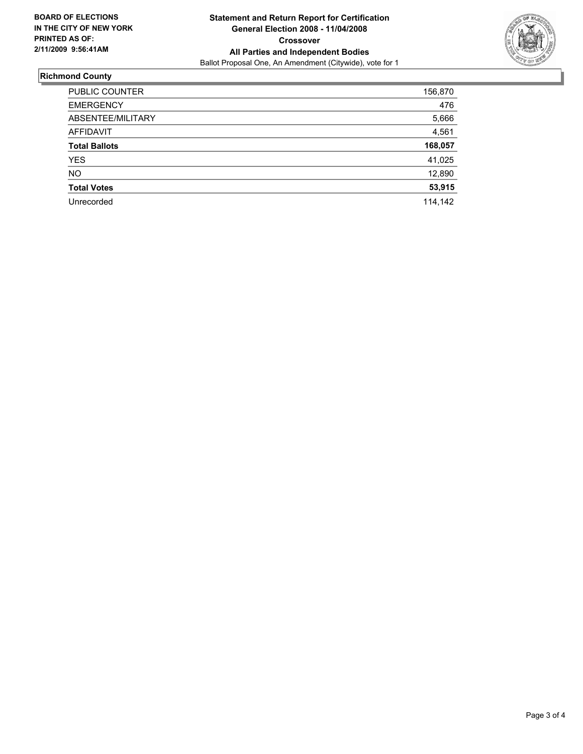**BOARD OF ELECTIONS IN THE CITY OF NEW YORK PRINTED AS OF: 2/11/2009 9:56:41AM**

# Statement and Return Report for Certification
## General Election 2008 - 11/04/2008
## Crossover
## All Parties and Independent Bodies

Ballot Proposal One, An Amendment (Citywide), vote for 1

### Richmond County

| | |
|---|---|
| PUBLIC COUNTER | 156,870 |
| EMERGENCY | 476 |
| ABSENTEE/MILITARY | 5,666 |
| AFFIDAVIT | 4,561 |
| **Total Ballots** | **168,057** |
| YES | 41,025 |
| NO | 12,890 |
| **Total Votes** | **53,915** |
| Unrecorded | 114,142 |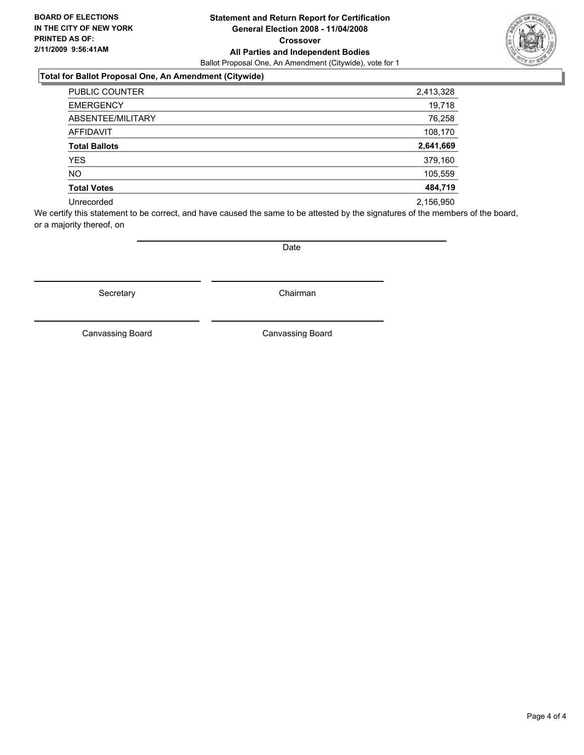**BOARD OF ELECTIONS IN THE CITY OF NEW YORK PRINTED AS OF: 2/11/2009 9:56:41AM**

**Statement and Return Report for Certification**
**General Election 2008 - 11/04/2008**
**Crossover**
**All Parties and Independent Bodies**
Ballot Proposal One, An Amendment (Citywide), vote for 1

**Total for Ballot Proposal One, An Amendment (Citywide)**

| | |
|---|---|
| PUBLIC COUNTER | 2,413,328 |
| EMERGENCY | 19,718 |
| ABSENTEE/MILITARY | 76,258 |
| AFFIDAVIT | 108,170 |
| **Total Ballots** | **2,641,669** |
| YES | 379,160 |
| NO | 105,559 |
| **Total Votes** | **484,719** |
| Unrecorded | 2,156,950 |

We certify this statement to be correct, and have caused the same to be attested by the signatures of the members of the board, or a majority thereof, on

Date

Secretary

Chairman

Canvassing Board

Canvassing Board